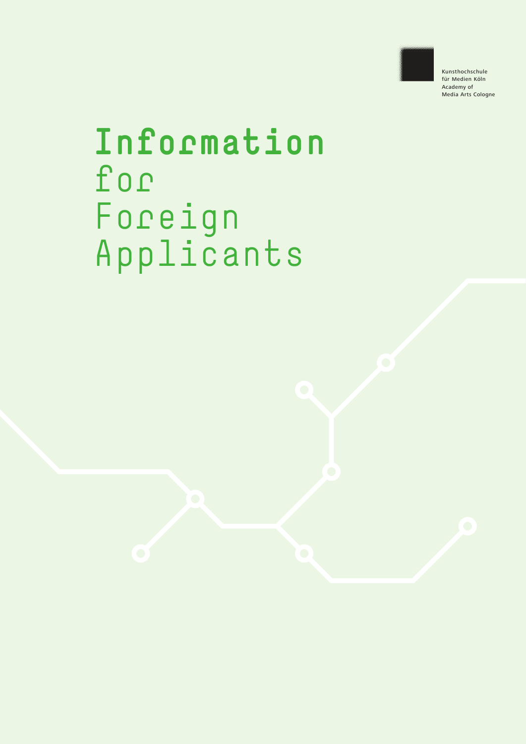Kunsthochschule
für Medien Köln
Academy of
Media Arts Cologne

# Information for Foreign Applicants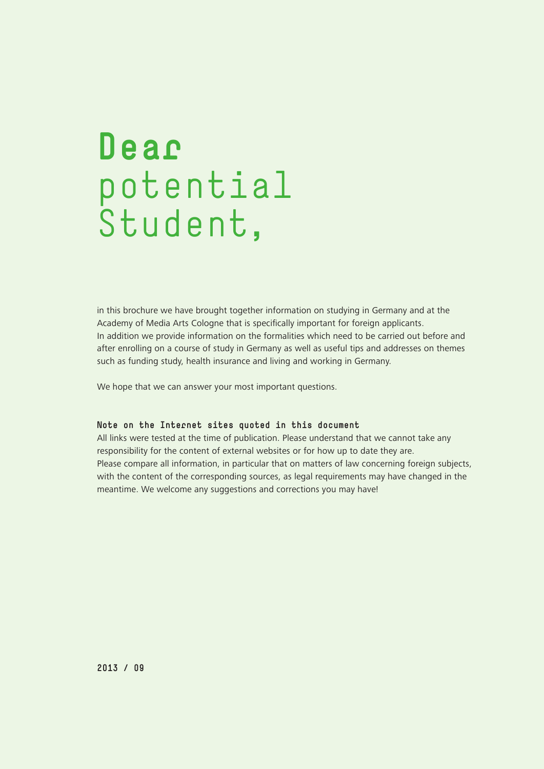# Dear potential Student,

in this brochure we have brought together information on studying in Germany and at the Academy of Media Arts Cologne that is specifically important for foreign applicants. In addition we provide information on the formalities which need to be carried out before and after enrolling on a course of study in Germany as well as useful tips and addresses on themes such as funding study, health insurance and living and working in Germany.

We hope that we can answer your most important questions.

**Note on the Internet sites quoted in this document**

All links were tested at the time of publication. Please understand that we cannot take any responsibility for the content of external websites or for how up to date they are. Please compare all information, in particular that on matters of law concerning foreign subjects, with the content of the corresponding sources, as legal requirements may have changed in the meantime. We welcome any suggestions and corrections you may have!

**2013 / 09**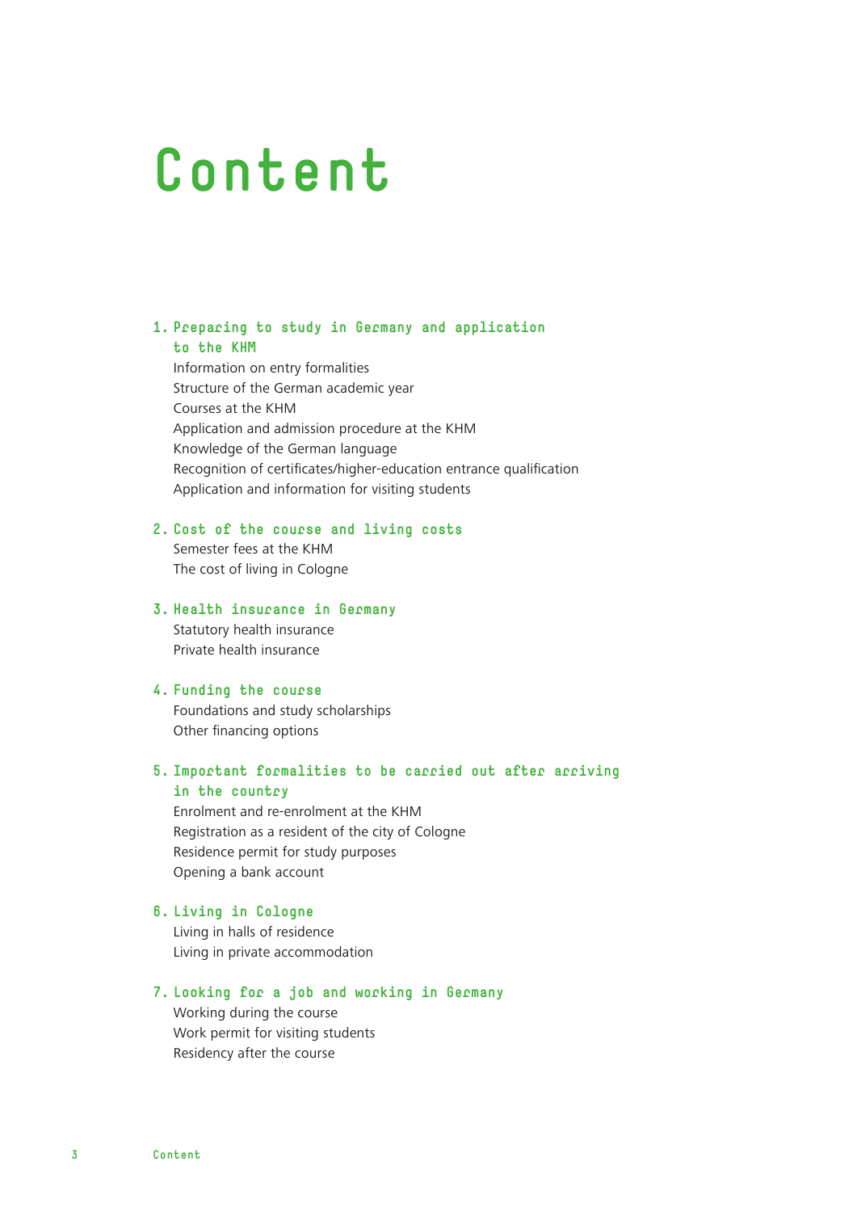# Content

## 1. Preparing to study in Germany and application to the KHM

Information on entry formalities
Structure of the German academic year
Courses at the KHM
Application and admission procedure at the KHM
Knowledge of the German language
Recognition of certificates/higher-education entrance qualification
Application and information for visiting students

## 2. Cost of the course and living costs

Semester fees at the KHM
The cost of living in Cologne

## 3. Health insurance in Germany

Statutory health insurance
Private health insurance

## 4. Funding the course

Foundations and study scholarships
Other financing options

## 5. Important formalities to be carried out after arriving in the country

Enrolment and re-enrolment at the KHM
Registration as a resident of the city of Cologne
Residence permit for study purposes
Opening a bank account

## 6. Living in Cologne

Living in halls of residence
Living in private accommodation

## 7. Looking for a job and working in Germany

Working during the course
Work permit for visiting students
Residency after the course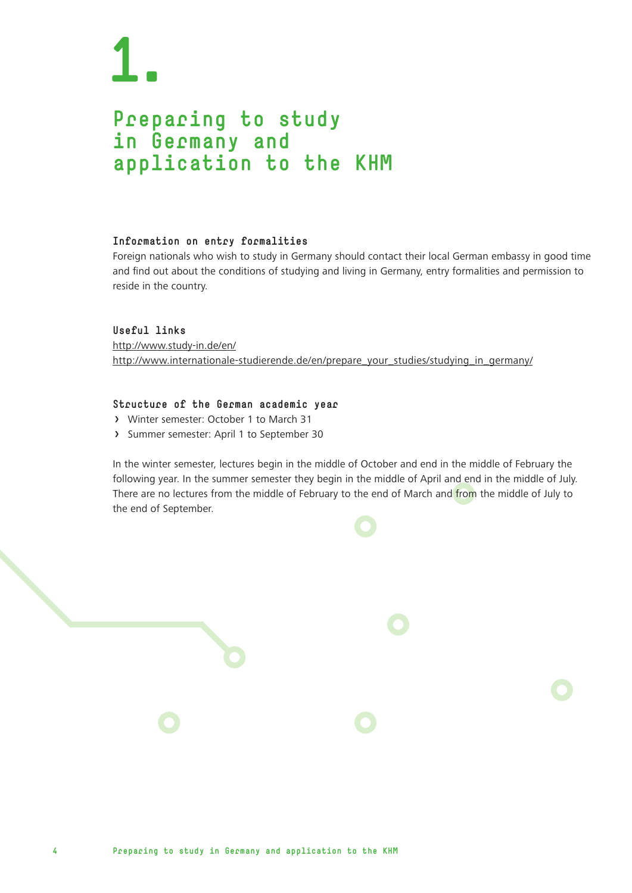# 1.

## Preparing to study in Germany and application to the KHM

### Information on entry formalities

Foreign nationals who wish to study in Germany should contact their local German embassy in good time and find out about the conditions of studying and living in Germany, entry formalities and permission to reside in the country.

### Useful links

http://www.study-in.de/en/
http://www.internationale-studierende.de/en/prepare_your_studies/studying_in_germany/

### Structure of the German academic year

- Winter semester: October 1 to March 31
- Summer semester: April 1 to September 30

In the winter semester, lectures begin in the middle of October and end in the middle of February the following year. In the summer semester they begin in the middle of April and end in the middle of July. There are no lectures from the middle of February to the end of March and from the middle of July to the end of September.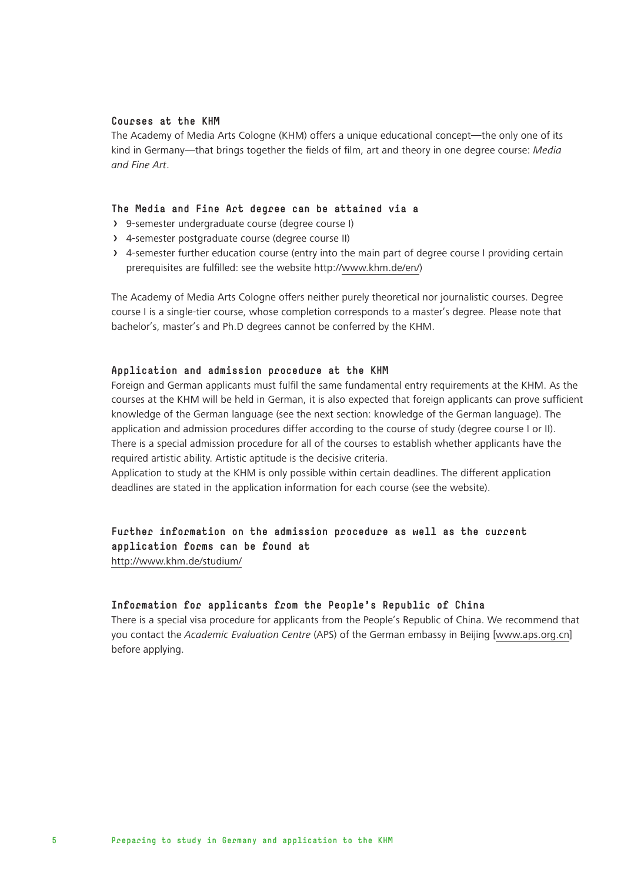## Courses at the KHM

The Academy of Media Arts Cologne (KHM) offers a unique educational concept—the only one of its kind in Germany—that brings together the fields of film, art and theory in one degree course: *Media and Fine Art*.

## The Media and Fine Art degree can be attained via a

- 9-semester undergraduate course (degree course I)
- 4-semester postgraduate course (degree course II)
- 4-semester further education course (entry into the main part of degree course I providing certain prerequisites are fulfilled: see the website http://www.khm.de/en/)

The Academy of Media Arts Cologne offers neither purely theoretical nor journalistic courses. Degree course I is a single-tier course, whose completion corresponds to a master's degree. Please note that bachelor's, master's and Ph.D degrees cannot be conferred by the KHM.

## Application and admission procedure at the KHM

Foreign and German applicants must fulfil the same fundamental entry requirements at the KHM. As the courses at the KHM will be held in German, it is also expected that foreign applicants can prove sufficient knowledge of the German language (see the next section: knowledge of the German language). The application and admission procedures differ according to the course of study (degree course I or II). There is a special admission procedure for all of the courses to establish whether applicants have the required artistic ability. Artistic aptitude is the decisive criteria.
Application to study at the KHM is only possible within certain deadlines. The different application deadlines are stated in the application information for each course (see the website).

## Further information on the admission procedure as well as the current application forms can be found at

http://www.khm.de/studium/

## Information for applicants from the People's Republic of China

There is a special visa procedure for applicants from the People's Republic of China. We recommend that you contact the *Academic Evaluation Centre* (APS) of the German embassy in Beijing [www.aps.org.cn] before applying.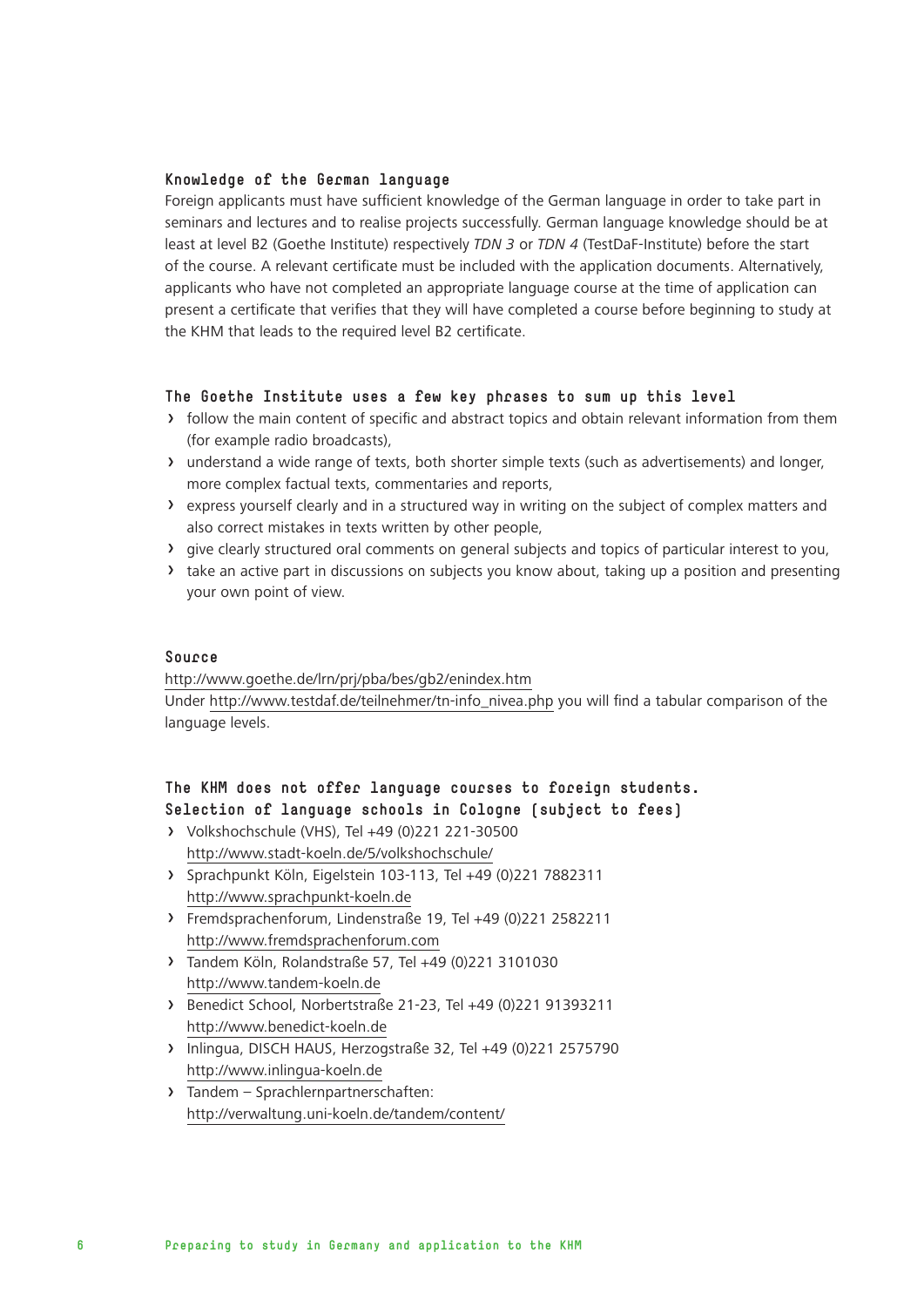## Knowledge of the German language

Foreign applicants must have sufficient knowledge of the German language in order to take part in seminars and lectures and to realise projects successfully. German language knowledge should be at least at level B2 (Goethe Institute) respectively *TDN 3* or *TDN 4* (TestDaF-Institute) before the start of the course. A relevant certificate must be included with the application documents. Alternatively, applicants who have not completed an appropriate language course at the time of application can present a certificate that verifies that they will have completed a course before beginning to study at the KHM that leads to the required level B2 certificate.

## The Goethe Institute uses a few key phrases to sum up this level

- follow the main content of specific and abstract topics and obtain relevant information from them (for example radio broadcasts),
- understand a wide range of texts, both shorter simple texts (such as advertisements) and longer, more complex factual texts, commentaries and reports,
- express yourself clearly and in a structured way in writing on the subject of complex matters and also correct mistakes in texts written by other people,
- give clearly structured oral comments on general subjects and topics of particular interest to you,
- take an active part in discussions on subjects you know about, taking up a position and presenting your own point of view.

## Source

http://www.goethe.de/lrn/prj/pba/bes/gb2/enindex.htm
Under http://www.testdaf.de/teilnehmer/tn-info_nivea.php you will find a tabular comparison of the language levels.

## The KHM does not offer language courses to foreign students. Selection of language schools in Cologne (subject to fees)

- Volkshochschule (VHS), Tel +49 (0)221 221-30500
  http://www.stadt-koeln.de/5/volkshochschule/
- Sprachpunkt Köln, Eigelstein 103-113, Tel +49 (0)221 7882311
  http://www.sprachpunkt-koeln.de
- Fremdsprachenforum, Lindenstraße 19, Tel +49 (0)221 2582211
  http://www.fremdsprachenforum.com
- Tandem Köln, Rolandstraße 57, Tel +49 (0)221 3101030
  http://www.tandem-koeln.de
- Benedict School, Norbertstraße 21-23, Tel +49 (0)221 91393211
  http://www.benedict-koeln.de
- Inlingua, DISCH HAUS, Herzogstraße 32, Tel +49 (0)221 2575790
  http://www.inlingua-koeln.de
- Tandem – Sprachlernpartnerschaften:
  http://verwaltung.uni-koeln.de/tandem/content/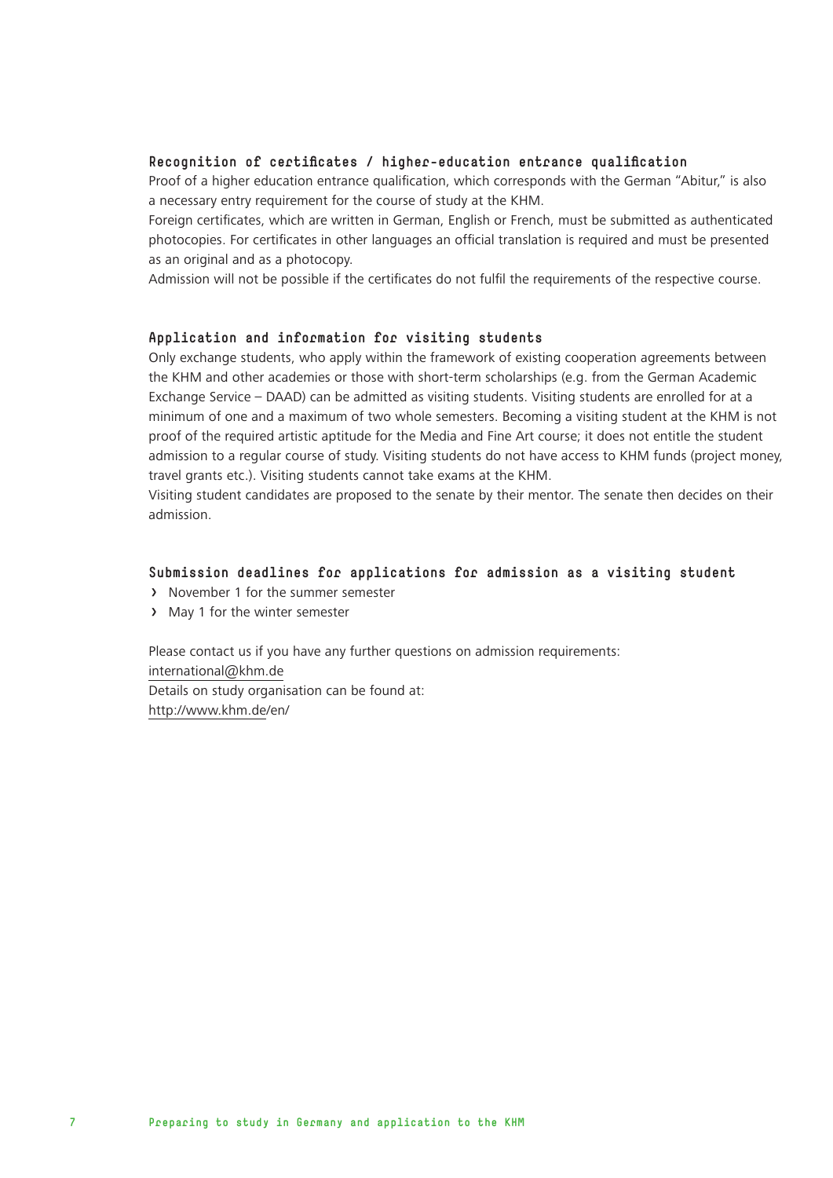### Recognition of certificates / higher-education entrance qualification

Proof of a higher education entrance qualification, which corresponds with the German "Abitur," is also a necessary entry requirement for the course of study at the KHM.

Foreign certificates, which are written in German, English or French, must be submitted as authenticated photocopies. For certificates in other languages an official translation is required and must be presented as an original and as a photocopy.

Admission will not be possible if the certificates do not fulfil the requirements of the respective course.

### Application and information for visiting students

Only exchange students, who apply within the framework of existing cooperation agreements between the KHM and other academies or those with short-term scholarships (e.g. from the German Academic Exchange Service – DAAD) can be admitted as visiting students. Visiting students are enrolled for at a minimum of one and a maximum of two whole semesters. Becoming a visiting student at the KHM is not proof of the required artistic aptitude for the Media and Fine Art course; it does not entitle the student admission to a regular course of study. Visiting students do not have access to KHM funds (project money, travel grants etc.). Visiting students cannot take exams at the KHM.

Visiting student candidates are proposed to the senate by their mentor. The senate then decides on their admission.

### Submission deadlines for applications for admission as a visiting student

- November 1 for the summer semester
- May 1 for the winter semester

Please contact us if you have any further questions on admission requirements:
international@khm.de
Details on study organisation can be found at:
http://www.khm.de/en/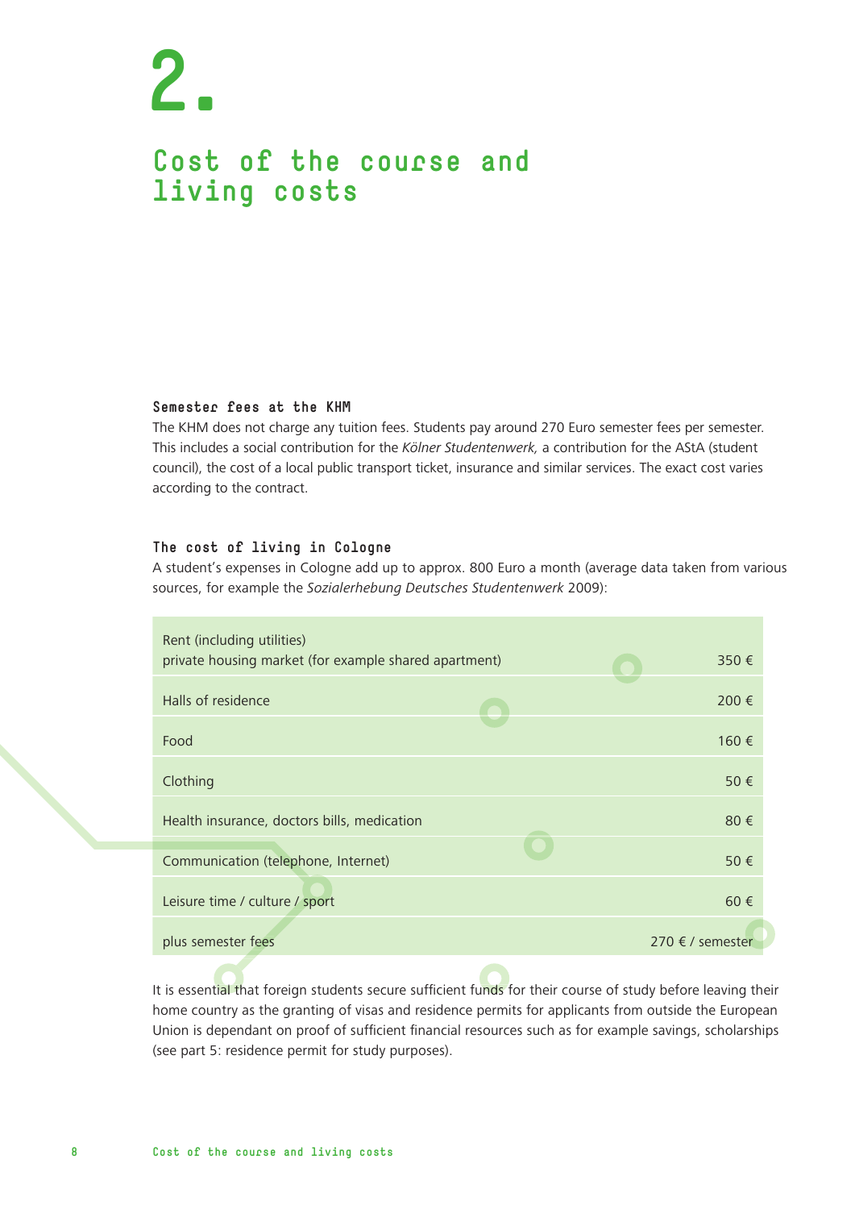# 2.

# Cost of the course and living costs

### Semester fees at the KHM

The KHM does not charge any tuition fees. Students pay around 270 Euro semester fees per semester. This includes a social contribution for the *Kölner Studentenwerk,* a contribution for the AStA (student council), the cost of a local public transport ticket, insurance and similar services. The exact cost varies according to the contract.

### The cost of living in Cologne

A student's expenses in Cologne add up to approx. 800 Euro a month (average data taken from various sources, for example the *Sozialerhebung Deutsches Studentenwerk* 2009):

| Item | Cost |
|---|---|
| Rent (including utilities) private housing market (for example shared apartment) | 350 € |
| Halls of residence | 200 € |
| Food | 160 € |
| Clothing | 50 € |
| Health insurance, doctors bills, medication | 80 € |
| Communication (telephone, Internet) | 50 € |
| Leisure time / culture / sport | 60 € |
| plus semester fees | 270 € / semester |

It is essential that foreign students secure sufficient funds for their course of study before leaving their home country as the granting of visas and residence permits for applicants from outside the European Union is dependant on proof of sufficient financial resources such as for example savings, scholarships (see part 5: residence permit for study purposes).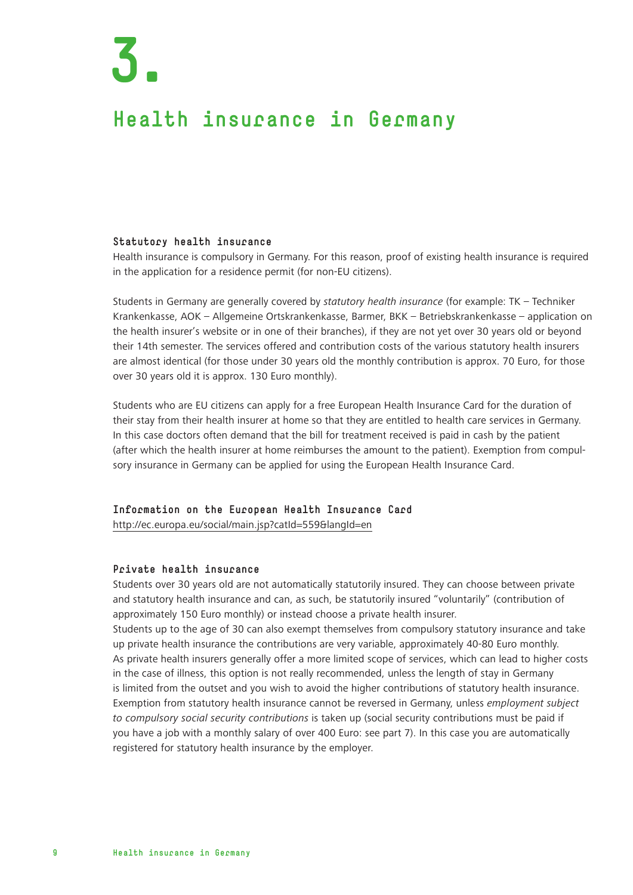# 3.

# Health insurance in Germany

### Statutory health insurance

Health insurance is compulsory in Germany. For this reason, proof of existing health insurance is required in the application for a residence permit (for non-EU citizens).

Students in Germany are generally covered by *statutory health insurance* (for example: TK – Techniker Krankenkasse, AOK – Allgemeine Ortskrankenkasse, Barmer, BKK – Betriebskrankenkasse – application on the health insurer's website or in one of their branches), if they are not yet over 30 years old or beyond their 14th semester. The services offered and contribution costs of the various statutory health insurers are almost identical (for those under 30 years old the monthly contribution is approx. 70 Euro, for those over 30 years old it is approx. 130 Euro monthly).

Students who are EU citizens can apply for a free European Health Insurance Card for the duration of their stay from their health insurer at home so that they are entitled to health care services in Germany. In this case doctors often demand that the bill for treatment received is paid in cash by the patient (after which the health insurer at home reimburses the amount to the patient). Exemption from compulsory insurance in Germany can be applied for using the European Health Insurance Card.

### Information on the European Health Insurance Card

http://ec.europa.eu/social/main.jsp?catId=559&langId=en

### Private health insurance

Students over 30 years old are not automatically statutorily insured. They can choose between private and statutory health insurance and can, as such, be statutorily insured "voluntarily" (contribution of approximately 150 Euro monthly) or instead choose a private health insurer.
Students up to the age of 30 can also exempt themselves from compulsory statutory insurance and take up private health insurance the contributions are very variable, approximately 40-80 Euro monthly. As private health insurers generally offer a more limited scope of services, which can lead to higher costs in the case of illness, this option is not really recommended, unless the length of stay in Germany is limited from the outset and you wish to avoid the higher contributions of statutory health insurance. Exemption from statutory health insurance cannot be reversed in Germany, unless *employment subject to compulsory social security contributions* is taken up (social security contributions must be paid if you have a job with a monthly salary of over 400 Euro: see part 7). In this case you are automatically registered for statutory health insurance by the employer.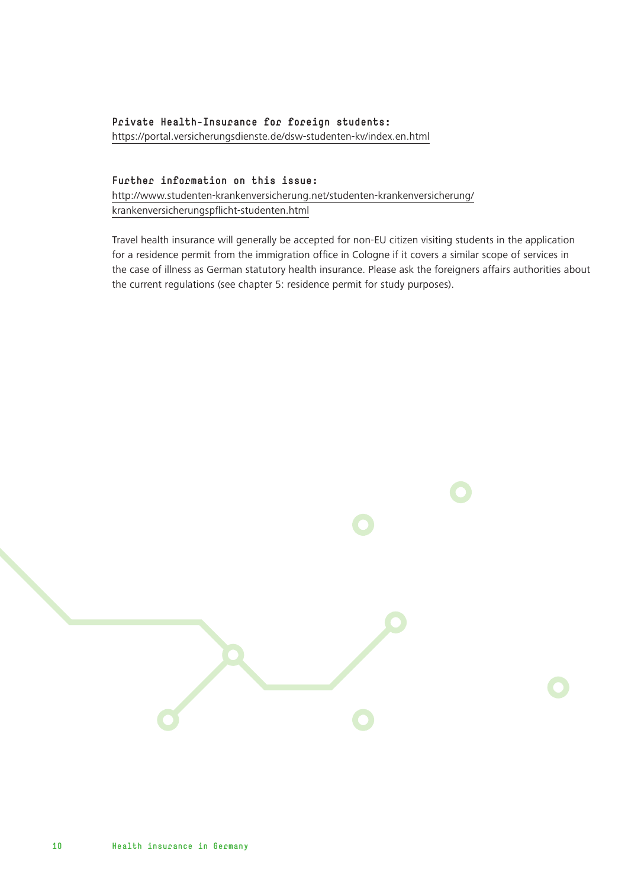**Private Health-Insurance for foreign students:**
https://portal.versicherungsdienste.de/dsw-studenten-kv/index.en.html

**Further information on this issue:**
http://www.studenten-krankenversicherung.net/studenten-krankenversicherung/krankenversicherungspflicht-studenten.html

Travel health insurance will generally be accepted for non-EU citizen visiting students in the application for a residence permit from the immigration office in Cologne if it covers a similar scope of services in the case of illness as German statutory health insurance. Please ask the foreigners affairs authorities about the current regulations (see chapter 5: residence permit for study purposes).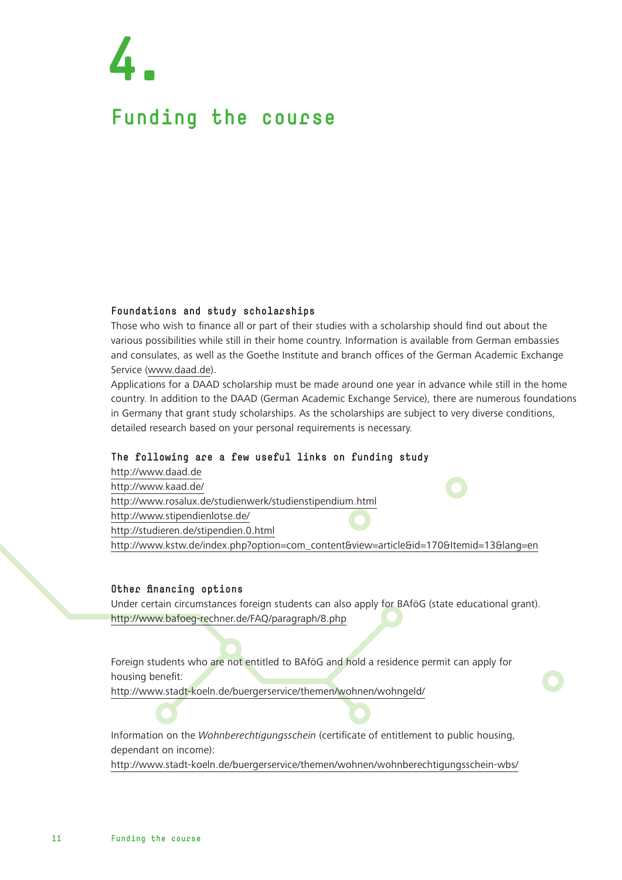# 4.

# Funding the course

### Foundations and study scholarships

Those who wish to finance all or part of their studies with a scholarship should find out about the various possibilities while still in their home country. Information is available from German embassies and consulates, as well as the Goethe Institute and branch offices of the German Academic Exchange Service (www.daad.de).

Applications for a DAAD scholarship must be made around one year in advance while still in the home country. In addition to the DAAD (German Academic Exchange Service), there are numerous foundations in Germany that grant study scholarships. As the scholarships are subject to very diverse conditions, detailed research based on your personal requirements is necessary.

### The following are a few useful links on funding study

http://www.daad.de
http://www.kaad.de/
http://www.rosalux.de/studienwerk/studienstipendium.html
http://www.stipendienlotse.de/
http://studieren.de/stipendien.0.html
http://www.kstw.de/index.php?option=com_content&view=article&id=170&Itemid=13&lang=en

### Other financing options

Under certain circumstances foreign students can also apply for BAföG (state educational grant).
http://www.bafoeg-rechner.de/FAQ/paragraph/8.php

Foreign students who are not entitled to BAföG and hold a residence permit can apply for housing benefit:
http://www.stadt-koeln.de/buergerservice/themen/wohnen/wohngeld/

Information on the *Wohnberechtigungsschein* (certificate of entitlement to public housing, dependant on income):
http://www.stadt-koeln.de/buergerservice/themen/wohnen/wohnberechtigungsschein-wbs/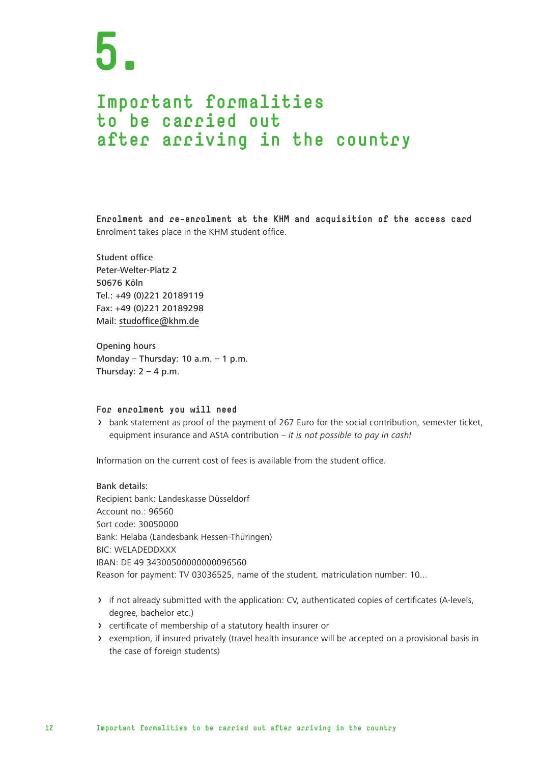# 5.

# Important formalities to be carried out after arriving in the country

**Enrolment and re-enrolment at the KHM and acquisition of the access card**

Enrolment takes place in the KHM student office.

Student office
Peter-Welter-Platz 2
50676 Köln
Tel.: +49 (0)221 20189119
Fax: +49 (0)221 20189298
Mail: studoffice@khm.de

Opening hours
Monday – Thursday: 10 a.m. – 1 p.m.
Thursday: 2 – 4 p.m.

**For enrolment you will need**

- bank statement as proof of the payment of 267 Euro for the social contribution, semester ticket, equipment insurance and AStA contribution – *it is not possible to pay in cash!*

Information on the current cost of fees is available from the student office.

Bank details:
Recipient bank: Landeskasse Düsseldorf
Account no.: 96560
Sort code: 30050000
Bank: Helaba (Landesbank Hessen-Thüringen)
BIC: WELADEDDXXX
IBAN: DE 49 34300500000000096560
Reason for payment: TV 03036525, name of the student, matriculation number: 10...

- if not already submitted with the application: CV, authenticated copies of certificates (A-levels, degree, bachelor etc.)
- certificate of membership of a statutory health insurer or
- exemption, if insured privately (travel health insurance will be accepted on a provisional basis in the case of foreign students)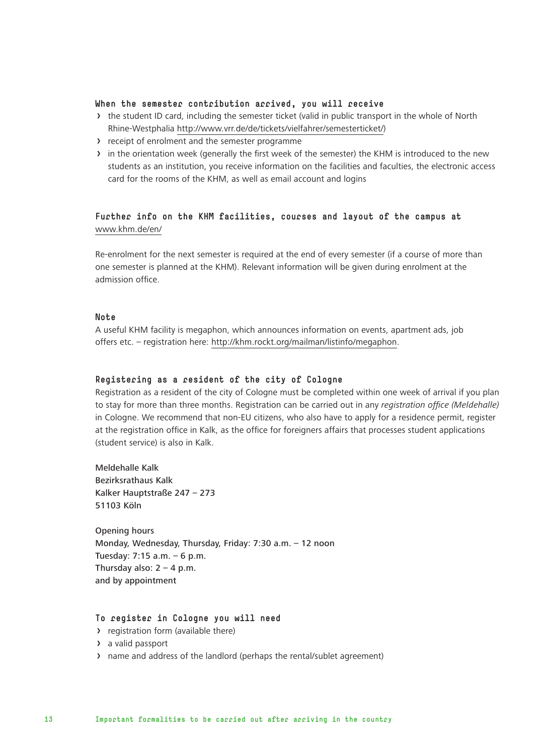### When the semester contribution arrived, you will receive

- the student ID card, including the semester ticket (valid in public transport in the whole of North Rhine-Westphalia http://www.vrr.de/de/tickets/vielfahrer/semesterticket/)
- receipt of enrolment and the semester programme
- in the orientation week (generally the first week of the semester) the KHM is introduced to the new students as an institution, you receive information on the facilities and faculties, the electronic access card for the rooms of the KHM, as well as email account and logins

### Further info on the KHM facilities, courses and layout of the campus at

www.khm.de/en/

Re-enrolment for the next semester is required at the end of every semester (if a course of more than one semester is planned at the KHM). Relevant information will be given during enrolment at the admission office.

### Note

A useful KHM facility is megaphon, which announces information on events, apartment ads, job offers etc. – registration here: http://khm.rockt.org/mailman/listinfo/megaphon.

### Registering as a resident of the city of Cologne

Registration as a resident of the city of Cologne must be completed within one week of arrival if you plan to stay for more than three months. Registration can be carried out in any *registration office (Meldehalle)* in Cologne. We recommend that non-EU citizens, who also have to apply for a residence permit, register at the registration office in Kalk, as the office for foreigners affairs that processes student applications (student service) is also in Kalk.

Meldehalle Kalk
Bezirksrathaus Kalk
Kalker Hauptstraße 247 – 273
51103 Köln

Opening hours
Monday, Wednesday, Thursday, Friday: 7:30 a.m. – 12 noon
Tuesday: 7:15 a.m. – 6 p.m.
Thursday also: 2 – 4 p.m.
and by appointment

### To register in Cologne you will need

- registration form (available there)
- a valid passport
- name and address of the landlord (perhaps the rental/sublet agreement)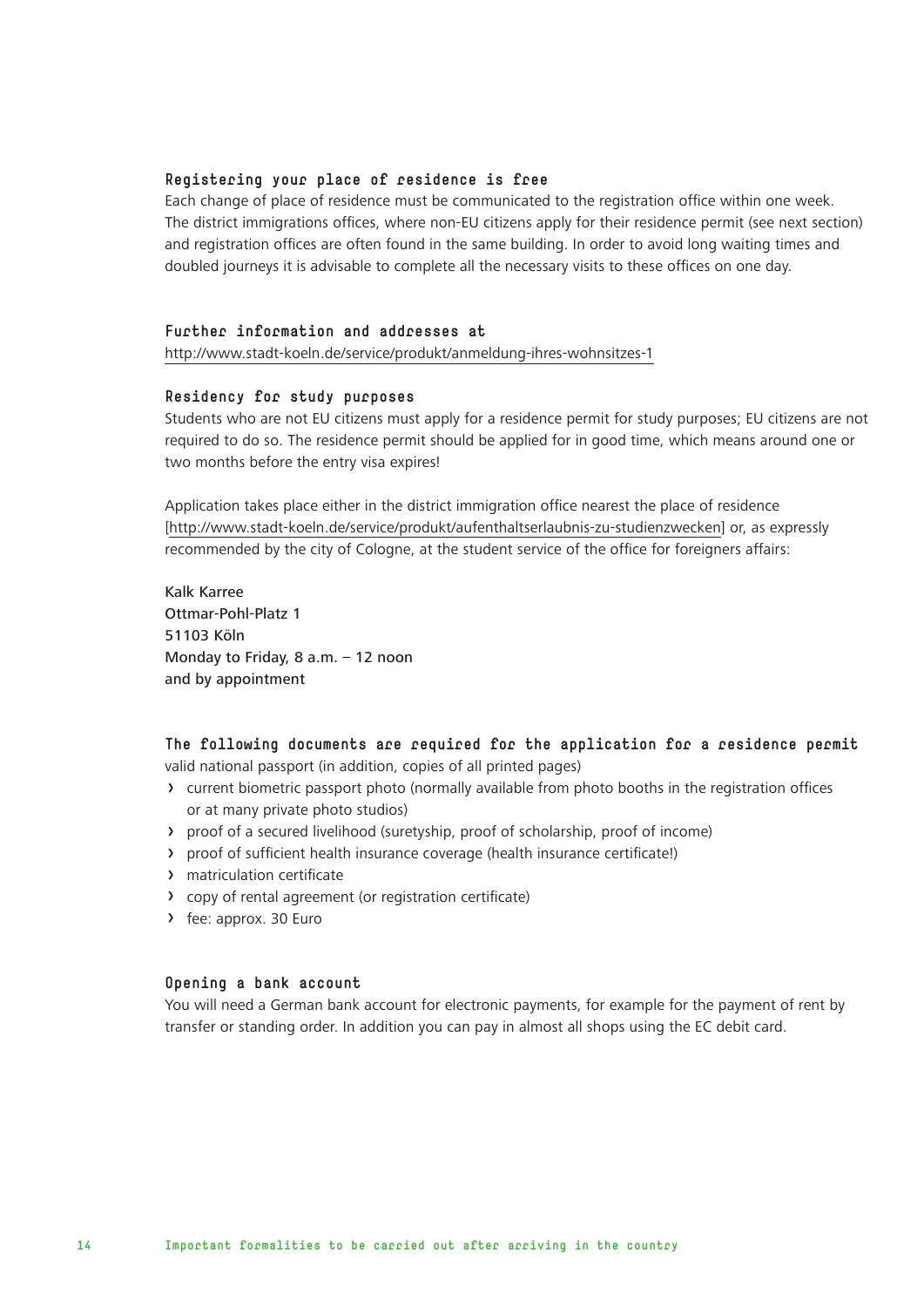### Registering your place of residence is free

Each change of place of residence must be communicated to the registration office within one week. The district immigrations offices, where non-EU citizens apply for their residence permit (see next section) and registration offices are often found in the same building. In order to avoid long waiting times and doubled journeys it is advisable to complete all the necessary visits to these offices on one day.

### Further information and addresses at

http://www.stadt-koeln.de/service/produkt/anmeldung-ihres-wohnsitzes-1

### Residency for study purposes

Students who are not EU citizens must apply for a residence permit for study purposes; EU citizens are not required to do so. The residence permit should be applied for in good time, which means around one or two months before the entry visa expires!

Application takes place either in the district immigration office nearest the place of residence [http://www.stadt-koeln.de/service/produkt/aufenthaltserlaubnis-zu-studienzwecken] or, as expressly recommended by the city of Cologne, at the student service of the office for foreigners affairs:

Kalk Karree
Ottmar-Pohl-Platz 1
51103 Köln
Monday to Friday, 8 a.m. – 12 noon
and by appointment

### The following documents are required for the application for a residence permit

valid national passport (in addition, copies of all printed pages)

- current biometric passport photo (normally available from photo booths in the registration offices or at many private photo studios)
- proof of a secured livelihood (suretyship, proof of scholarship, proof of income)
- proof of sufficient health insurance coverage (health insurance certificate!)
- matriculation certificate
- copy of rental agreement (or registration certificate)
- fee: approx. 30 Euro

### Opening a bank account

You will need a German bank account for electronic payments, for example for the payment of rent by transfer or standing order. In addition you can pay in almost all shops using the EC debit card.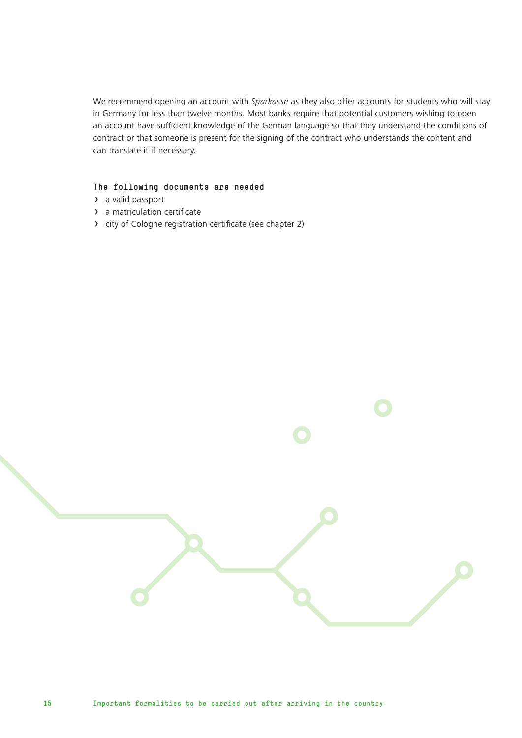We recommend opening an account with *Sparkasse* as they also offer accounts for students who will stay in Germany for less than twelve months. Most banks require that potential customers wishing to open an account have sufficient knowledge of the German language so that they understand the conditions of contract or that someone is present for the signing of the contract who understands the content and can translate it if necessary.

### The following documents are needed

- a valid passport
- a matriculation certificate
- city of Cologne registration certificate (see chapter 2)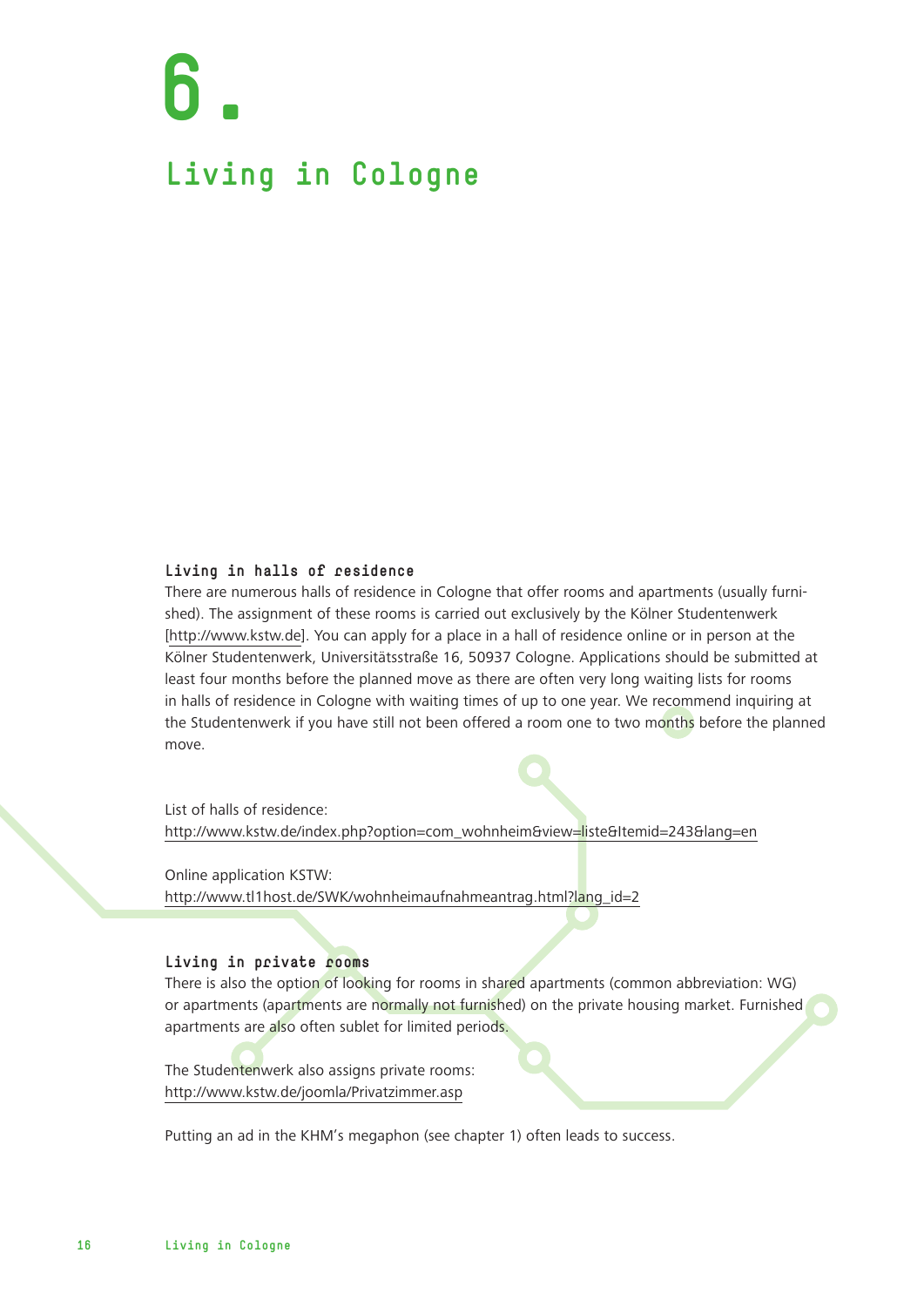# 6.

# Living in Cologne

### Living in halls of residence

There are numerous halls of residence in Cologne that offer rooms and apartments (usually furnished). The assignment of these rooms is carried out exclusively by the Kölner Studentenwerk [http://www.kstw.de]. You can apply for a place in a hall of residence online or in person at the Kölner Studentenwerk, Universitätsstraße 16, 50937 Cologne. Applications should be submitted at least four months before the planned move as there are often very long waiting lists for rooms in halls of residence in Cologne with waiting times of up to one year. We recommend inquiring at the Studentenwerk if you have still not been offered a room one to two months before the planned move.

List of halls of residence:
http://www.kstw.de/index.php?option=com_wohnheim&view=liste&Itemid=243&lang=en

Online application KSTW:
http://www.tl1host.de/SWK/wohnheimaufnahmeantrag.html?lang_id=2

### Living in private rooms

There is also the option of looking for rooms in shared apartments (common abbreviation: WG) or apartments (apartments are normally not furnished) on the private housing market. Furnished apartments are also often sublet for limited periods.

The Studentenwerk also assigns private rooms:
http://www.kstw.de/joomla/Privatzimmer.asp

Putting an ad in the KHM's megaphon (see chapter 1) often leads to success.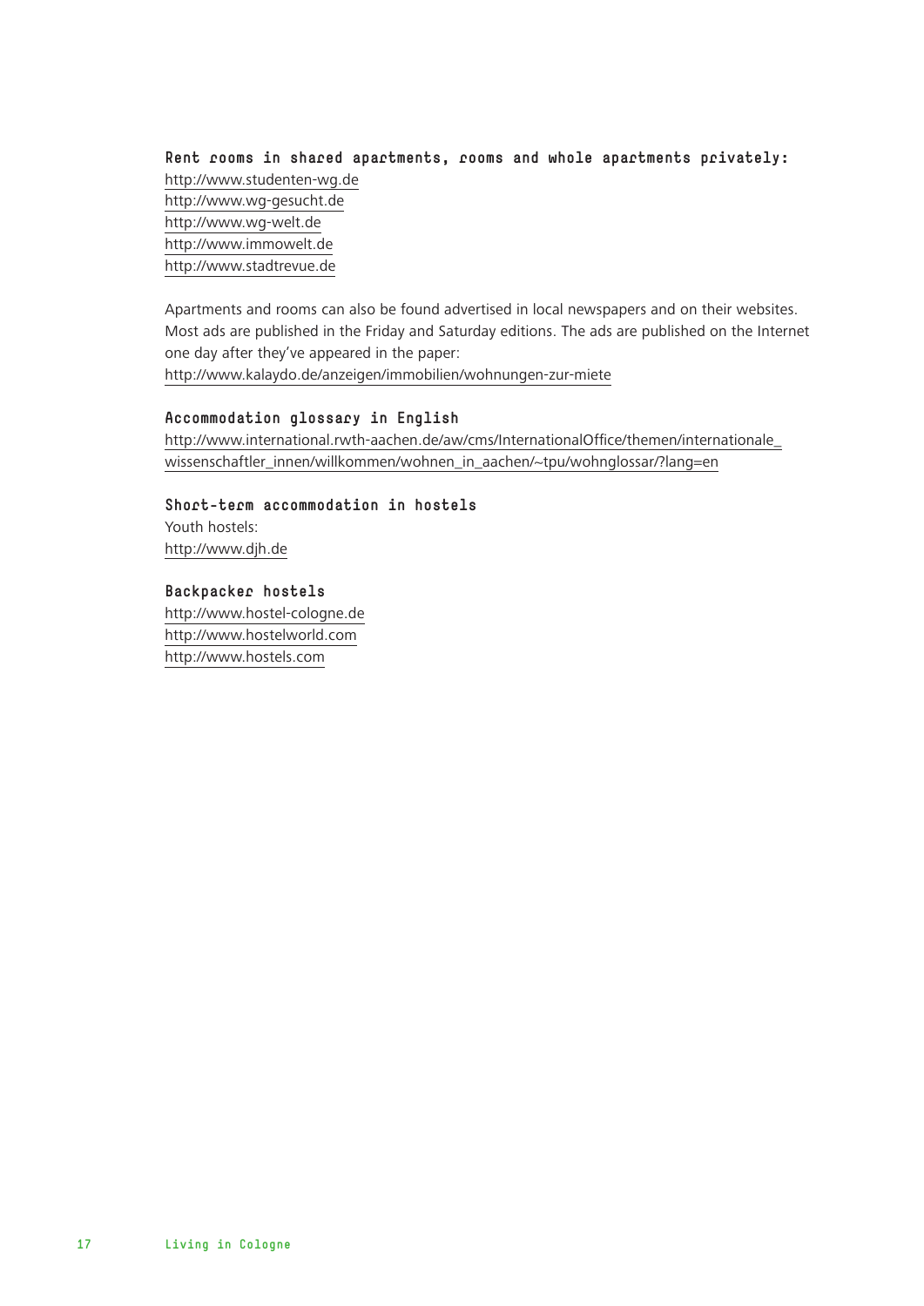### Rent rooms in shared apartments, rooms and whole apartments privately:

http://www.studenten-wg.de
http://www.wg-gesucht.de
http://www.wg-welt.de
http://www.immowelt.de
http://www.stadtrevue.de

Apartments and rooms can also be found advertised in local newspapers and on their websites. Most ads are published in the Friday and Saturday editions. The ads are published on the Internet one day after they've appeared in the paper:
http://www.kalaydo.de/anzeigen/immobilien/wohnungen-zur-miete

### Accommodation glossary in English

http://www.international.rwth-aachen.de/aw/cms/InternationalOffice/themen/internationale_wissenschaftler_innen/willkommen/wohnen_in_aachen/~tpu/wohnglossar/?lang=en

### Short-term accommodation in hostels

Youth hostels:
http://www.djh.de

### Backpacker hostels

http://www.hostel-cologne.de
http://www.hostelworld.com
http://www.hostels.com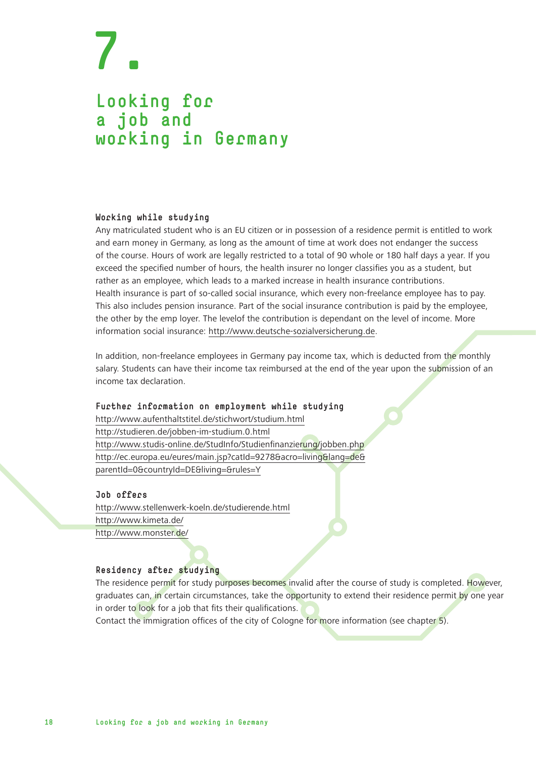# 7.

# Looking for a job and working in Germany

### Working while studying

Any matriculated student who is an EU citizen or in possession of a residence permit is entitled to work and earn money in Germany, as long as the amount of time at work does not endanger the success of the course. Hours of work are legally restricted to a total of 90 whole or 180 half days a year. If you exceed the specified number of hours, the health insurer no longer classifies you as a student, but rather as an employee, which leads to a marked increase in health insurance contributions.
Health insurance is part of so-called social insurance, which every non-freelance employee has to pay. This also includes pension insurance. Part of the social insurance contribution is paid by the employee, the other by the emp loyer. The levelof the contribution is dependant on the level of income. More information social insurance: http://www.deutsche-sozialversicherung.de.

In addition, non-freelance employees in Germany pay income tax, which is deducted from the monthly salary. Students can have their income tax reimbursed at the end of the year upon the submission of an income tax declaration.

### Further information on employment while studying

http://www.aufenthaltstitel.de/stichwort/studium.html
http://studieren.de/jobben-im-studium.0.html
http://www.studis-online.de/StudInfo/Studienfinanzierung/jobben.php
http://ec.europa.eu/eures/main.jsp?catId=9278&acro=living&lang=de&parentId=0&countryId=DE&living=&rules=Y

### Job offers

http://www.stellenwerk-koeln.de/studierende.html
http://www.kimeta.de/
http://www.monster.de/

### Residency after studying

The residence permit for study purposes becomes invalid after the course of study is completed. However, graduates can, in certain circumstances, take the opportunity to extend their residence permit by one year in order to look for a job that fits their qualifications.
Contact the immigration offices of the city of Cologne for more information (see chapter 5).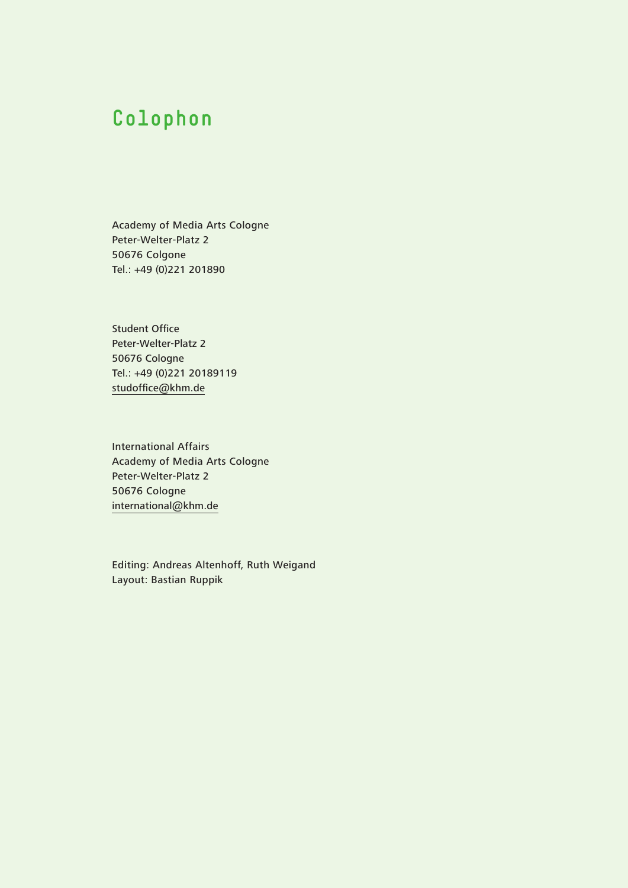# Colophon

Academy of Media Arts Cologne
Peter-Welter-Platz 2
50676 Colgone
Tel.: +49 (0)221 201890

Student Office
Peter-Welter-Platz 2
50676 Cologne
Tel.: +49 (0)221 20189119
studoffice@khm.de

International Affairs
Academy of Media Arts Cologne
Peter-Welter-Platz 2
50676 Cologne
international@khm.de

Editing: Andreas Altenhoff, Ruth Weigand
Layout: Bastian Ruppik